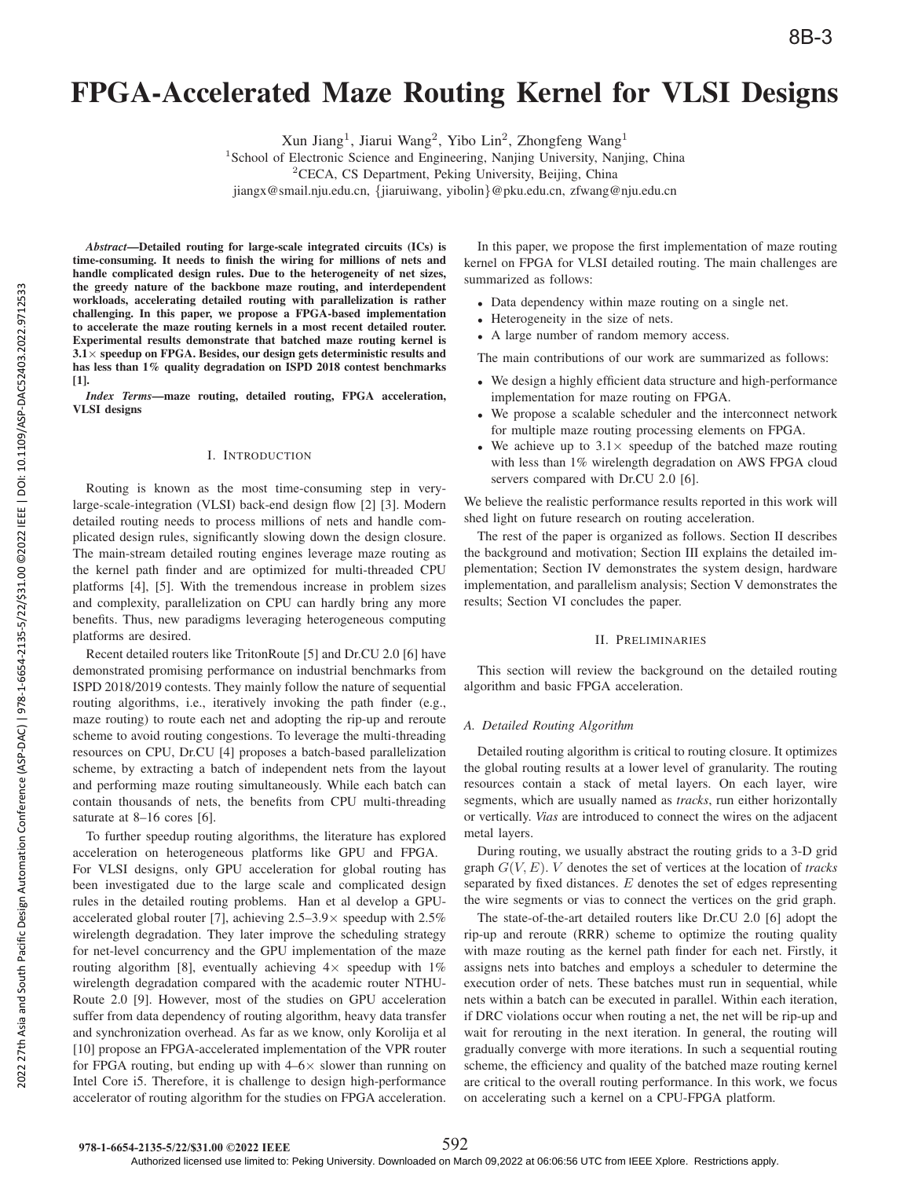# FPGA-Accelerated Maze Routing Kernel for VLSI Designs

Xun Jiang[1], Jiarui Wang[2], Yibo Lin[2], Zhongfeng Wang[1]

[1]School of Electronic Science and Engineering, Nanjing University, Nanjing, China

[2]CECA, CS Department, Peking University, Beijing, China

jiangx@smail.nju.edu.cn, {jiaruiwang, yibolin}@pku.edu.cn, zfwang@nju.edu.cn

***Abstract*—Detailed routing for large-scale integrated circuits (ICs) is time-consuming. It needs to finish the wiring for millions of nets and handle complicated design rules. Due to the heterogeneity of net sizes, the greedy nature of the backbone maze routing, and interdependent workloads, accelerating detailed routing with parallelization is rather challenging. In this paper, we propose a FPGA-based implementation to accelerate the maze routing kernels in a most recent detailed router. Experimental results demonstrate that batched maze routing kernel is 3.1× speedup on FPGA. Besides, our design gets deterministic results and has less than 1% quality degradation on ISPD 2018 contest benchmarks [1].**

***Index Terms*—maze routing, detailed routing, FPGA acceleration, VLSI designs**

## I. Introduction

Routing is known as the most time-consuming step in very-large-scale-integration (VLSI) back-end design flow [2] [3]. Modern detailed routing needs to process millions of nets and handle complicated design rules, significantly slowing down the design closure. The main-stream detailed routing engines leverage maze routing as the kernel path finder and are optimized for multi-threaded CPU platforms [4], [5]. With the tremendous increase in problem sizes and complexity, parallelization on CPU can hardly bring any more benefits. Thus, new paradigms leveraging heterogeneous computing platforms are desired.

Recent detailed routers like TritonRoute [5] and Dr.CU 2.0 [6] have demonstrated promising performance on industrial benchmarks from ISPD 2018/2019 contests. They mainly follow the nature of sequential routing algorithms, i.e., iteratively invoking the path finder (e.g., maze routing) to route each net and adopting the rip-up and reroute scheme to avoid routing congestions. To leverage the multi-threading resources on CPU, Dr.CU [4] proposes a batch-based parallelization scheme, by extracting a batch of independent nets from the layout and performing maze routing simultaneously. While each batch can contain thousands of nets, the benefits from CPU multi-threading saturate at 8–16 cores [6].

To further speedup routing algorithms, the literature has explored acceleration on heterogeneous platforms like GPU and FPGA. For VLSI designs, only GPU acceleration for global routing has been investigated due to the large scale and complicated design rules in the detailed routing problems. Han et al develop a GPU-accelerated global router [7], achieving 2.5–3.9× speedup with 2.5% wirelength degradation. They later improve the scheduling strategy for net-level concurrency and the GPU implementation of the maze routing algorithm [8], eventually achieving 4× speedup with 1% wirelength degradation compared with the academic router NTHU-Route 2.0 [9]. However, most of the studies on GPU acceleration suffer from data dependency of routing algorithm, heavy data transfer and synchronization overhead. As far as we know, only Korolija et al [10] propose an FPGA-accelerated implementation of the VPR router for FPGA routing, but ending up with 4–6× slower than running on Intel Core i5. Therefore, it is challenge to design high-performance accelerator of routing algorithm for the studies on FPGA acceleration.

In this paper, we propose the first implementation of maze routing kernel on FPGA for VLSI detailed routing. The main challenges are summarized as follows:

- Data dependency within maze routing on a single net.
- Heterogeneity in the size of nets.
- A large number of random memory access.

The main contributions of our work are summarized as follows:

- We design a highly efficient data structure and high-performance implementation for maze routing on FPGA.
- We propose a scalable scheduler and the interconnect network for multiple maze routing processing elements on FPGA.
- We achieve up to 3.1× speedup of the batched maze routing with less than 1% wirelength degradation on AWS FPGA cloud servers compared with Dr.CU 2.0 [6].

We believe the realistic performance results reported in this work will shed light on future research on routing acceleration.

The rest of the paper is organized as follows. Section II describes the background and motivation; Section III explains the detailed implementation; Section IV demonstrates the system design, hardware implementation, and parallelism analysis; Section V demonstrates the results; Section VI concludes the paper.

## II. Preliminaries

This section will review the background on the detailed routing algorithm and basic FPGA acceleration.

### A. Detailed Routing Algorithm

Detailed routing algorithm is critical to routing closure. It optimizes the global routing results at a lower level of granularity. The routing resources contain a stack of metal layers. On each layer, wire segments, which are usually named as *tracks*, run either horizontally or vertically. *Vias* are introduced to connect the wires on the adjacent metal layers.

During routing, we usually abstract the routing grids to a 3-D grid graph $G(V, E)$. $V$ denotes the set of vertices at the location of *tracks* separated by fixed distances. $E$ denotes the set of edges representing the wire segments or vias to connect the vertices on the grid graph.

The state-of-the-art detailed routers like Dr.CU 2.0 [6] adopt the rip-up and reroute (RRR) scheme to optimize the routing quality with maze routing as the kernel path finder for each net. Firstly, it assigns nets into batches and employs a scheduler to determine the execution order of nets. These batches must run in sequential, while nets within a batch can be executed in parallel. Within each iteration, if DRC violations occur when routing a net, the net will be rip-up and wait for rerouting in the next iteration. In general, the routing will gradually converge with more iterations. In such a sequential routing scheme, the efficiency and quality of the batched maze routing kernel are critical to the overall routing performance. In this work, we focus on accelerating such a kernel on a CPU-FPGA platform.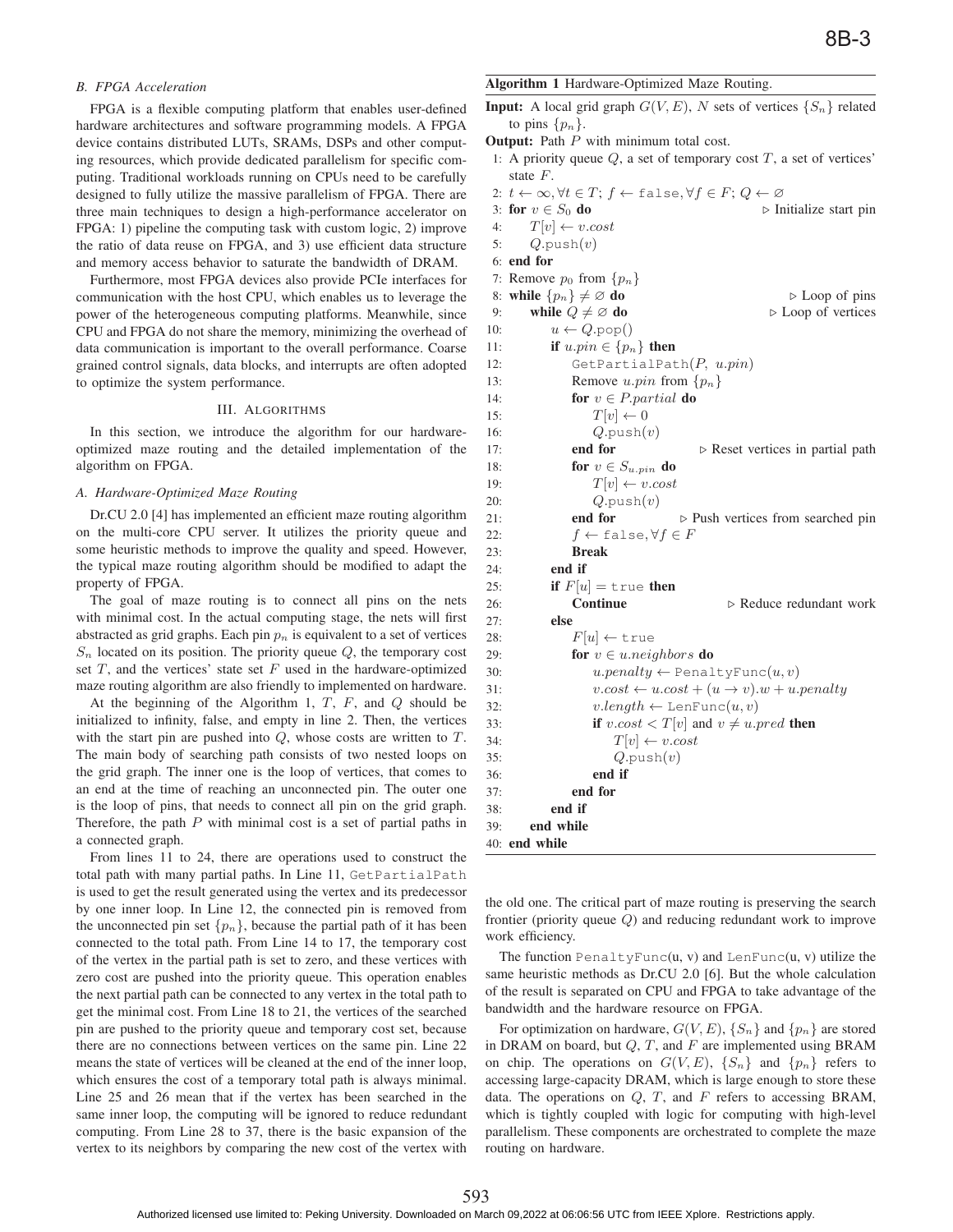### B. FPGA Acceleration

FPGA is a flexible computing platform that enables user-defined hardware architectures and software programming models. A FPGA device contains distributed LUTs, SRAMs, DSPs and other computing resources, which provide dedicated parallelism for specific computing. Traditional workloads running on CPUs need to be carefully designed to fully utilize the massive parallelism of FPGA. There are three main techniques to design a high-performance accelerator on FPGA: 1) pipeline the computing task with custom logic, 2) improve the ratio of data reuse on FPGA, and 3) use efficient data structure and memory access behavior to saturate the bandwidth of DRAM.

Furthermore, most FPGA devices also provide PCIe interfaces for communication with the host CPU, which enables us to leverage the power of the heterogeneous computing platforms. Meanwhile, since CPU and FPGA do not share the memory, minimizing the overhead of data communication is important to the overall performance. Coarse grained control signals, data blocks, and interrupts are often adopted to optimize the system performance.

## III. Algorithms

In this section, we introduce the algorithm for our hardware-optimized maze routing and the detailed implementation of the algorithm on FPGA.

### A. Hardware-Optimized Maze Routing

Dr.CU 2.0 [4] has implemented an efficient maze routing algorithm on the multi-core CPU server. It utilizes the priority queue and some heuristic methods to improve the quality and speed. However, the typical maze routing algorithm should be modified to adapt the property of FPGA.

The goal of maze routing is to connect all pins on the nets with minimal cost. In the actual computing stage, the nets will first abstracted as grid graphs. Each pin $p_n$ is equivalent to a set of vertices $S_n$ located on its position. The priority queue $Q$, the temporary cost set $T$, and the vertices' state set $F$ used in the hardware-optimized maze routing algorithm are also friendly to implemented on hardware.

At the beginning of the Algorithm 1, $T$, $F$, and $Q$ should be initialized to infinity, false, and empty in line 2. Then, the vertices with the start pin are pushed into $Q$, whose costs are written to $T$. The main body of searching path consists of two nested loops on the grid graph. The inner one is the loop of vertices, that comes to an end at the time of reaching an unconnected pin. The outer one is the loop of pins, that needs to connect all pin on the grid graph. Therefore, the path $P$ with minimal cost is a set of partial paths in a connected graph.

From lines 11 to 24, there are operations used to construct the total path with many partial paths. In Line 11, GetPartialPath is used to get the result generated using the vertex and its predecessor by one inner loop. In Line 12, the connected pin is removed from the unconnected pin set $\{p_n\}$, because the partial path of it has been connected to the total path. From Line 14 to 17, the temporary cost of the vertex in the partial path is set to zero, and these vertices with zero cost are pushed into the priority queue. This operation enables the next partial path can be connected to any vertex in the total path to get the minimal cost. From Line 18 to 21, the vertices of the searched pin are pushed to the priority queue and temporary cost set, because there are no connections between vertices on the same pin. Line 22 means the state of vertices will be cleaned at the end of the inner loop, which ensures the cost of a temporary total path is always minimal. Line 25 and 26 mean that if the vertex has been searched in the same inner loop, the computing will be ignored to reduce redundant computing. From Line 28 to 37, there is the basic expansion of the vertex to its neighbors by comparing the new cost of the vertex with the old one. The critical part of maze routing is preserving the search frontier (priority queue $Q$) and reducing redundant work to improve work efficiency.

**Algorithm 1** Hardware-Optimized Maze Routing.

**Input:** A local grid graph $G(V, E)$, $N$ sets of vertices $\{S_n\}$ related to pins $\{p_n\}$.
**Output:** Path $P$ with minimum total cost.

```
 1: A priority queue Q, a set of temporary cost T, a set of vertices' state F.
 2: t ← ∞, ∀t ∈ T; f ← false, ∀f ∈ F; Q ← ∅
 3: for v ∈ S_0 do                                   ▷ Initialize start pin
 4:     T[v] ← v.cost
 5:     Q.push(v)
 6: end for
 7: Remove p_0 from {p_n}
 8: while {p_n} ≠ ∅ do                               ▷ Loop of pins
 9:     while Q ≠ ∅ do                               ▷ Loop of vertices
10:         u ← Q.pop()
11:         if u.pin ∈ {p_n} then
12:             GetPartialPath(P, u.pin)
13:             Remove u.pin from {p_n}
14:             for v ∈ P.partial do
15:                 T[v] ← 0
16:                 Q.push(v)
17:             end for                              ▷ Reset vertices in partial path
18:             for v ∈ S_{u.pin} do
19:                 T[v] ← v.cost
20:                 Q.push(v)
21:             end for                              ▷ Push vertices from searched pin
22:             f ← false, ∀f ∈ F
23:             Break
24:         end if
25:         if F[u] = true then
26:             Continue                             ▷ Reduce redundant work
27:         else
28:             F[u] ← true
29:             for v ∈ u.neighbors do
30:                 u.penalty ← PenaltyFunc(u, v)
31:                 v.cost ← u.cost + (u → v).w + u.penalty
32:                 v.length ← LenFunc(u, v)
33:                 if v.cost < T[v] and v ≠ u.pred then
34:                     T[v] ← v.cost
35:                     Q.push(v)
36:                 end if
37:             end for
38:         end if
39:     end while
40: end while
```

The function PenaltyFunc(u, v) and LenFunc(u, v) utilize the same heuristic methods as Dr.CU 2.0 [6]. But the whole calculation of the result is separated on CPU and FPGA to take advantage of the bandwidth and the hardware resource on FPGA.

For optimization on hardware, $G(V, E)$, $\{S_n\}$ and $\{p_n\}$ are stored in DRAM on board, but $Q$, $T$, and $F$ are implemented using BRAM on chip. The operations on $G(V, E)$, $\{S_n\}$ and $\{p_n\}$ refers to accessing large-capacity DRAM, which is large enough to store these data. The operations on $Q$, $T$, and $F$ refers to accessing BRAM, which is tightly coupled with logic for computing with high-level parallelism. These components are orchestrated to complete the maze routing on hardware.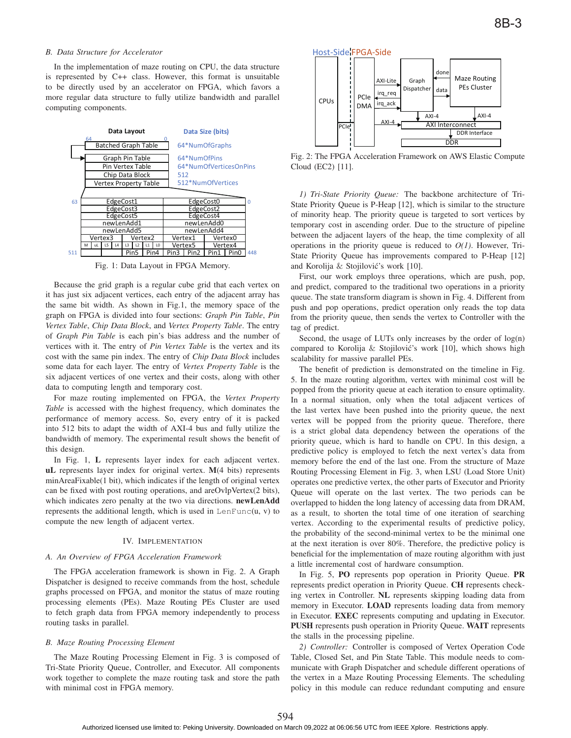### B. Data Structure for Accelerator

In the implementation of maze routing on CPU, the data structure is represented by C++ class. However, this format is unsuitable to be directly used by an accelerator on FPGA, which favors a more regular data structure to fully utilize bandwidth and parallel computing components.

Fig. 1: Data Layout in FPGA Memory.

Because the grid graph is a regular cube grid that each vertex on it has just six adjacent vertices, each entry of the adjacent array has the same bit width. As shown in Fig.1, the memory space of the graph on FPGA is divided into four sections: *Graph Pin Table*, *Pin Vertex Table*, *Chip Data Block*, and *Vertex Property Table*. The entry of *Graph Pin Table* is each pin's bias address and the number of vertices with it. The entry of *Pin Vertex Table* is the vertex and its cost with the same pin index. The entry of *Chip Data Block* includes some data for each layer. The entry of *Vertex Property Table* is the six adjacent vertices of one vertex and their costs, along with other data to computing length and temporary cost.

For maze routing implemented on FPGA, the *Vertex Property Table* is accessed with the highest frequency, which dominates the performance of memory access. So, every entry of it is packed into 512 bits to adapt the width of AXI-4 bus and fully utilize the bandwidth of memory. The experimental result shows the benefit of this design.

In Fig. 1, **L** represents layer index for each adjacent vertex. **uL** represents layer index for original vertex. **M**(4 bits) represents minAreaFixable(1 bit), which indicates if the length of original vertex can be fixed with post routing operations, and areOvlpVertex(2 bits), which indicates zero penalty at the two via directions. **newLenAdd** represents the additional length, which is used in `LenFunc`(u, v) to compute the new length of adjacent vertex.

## IV. Implementation

### A. An Overview of FPGA Acceleration Framework

The FPGA acceleration framework is shown in Fig. 2. A Graph Dispatcher is designed to receive commands from the host, schedule graphs processed on FPGA, and monitor the status of maze routing processing elements (PEs). Maze Routing PEs Cluster are used to fetch graph data from FPGA memory independently to process routing tasks in parallel.

### B. Maze Routing Processing Element

The Maze Routing Processing Element in Fig. 3 is composed of Tri-State Priority Queue, Controller, and Executor. All components work together to complete the maze routing task and store the path with minimal cost in FPGA memory.

Fig. 2: The FPGA Acceleration Framework on AWS Elastic Compute Cloud (EC2) [11].

*1) Tri-State Priority Queue:* The backbone architecture of Tri-State Priority Queue is P-Heap [12], which is similar to the structure of minority heap. The priority queue is targeted to sort vertices by temporary cost in ascending order. Due to the structure of pipeline between the adjacent layers of the heap, the time complexity of all operations in the priority queue is reduced to $O(1)$. However, Tri-State Priority Queue has improvements compared to P-Heap [12] and Korolija & Stojilović's work [10].

First, our work employs three operations, which are push, pop, and predict, compared to the traditional two operations in a priority queue. The state transform diagram is shown in Fig. 4. Different from push and pop operations, predict operation only reads the top data from the priority queue, then sends the vertex to Controller with the tag of predict.

Second, the usage of LUTs only increases by the order of log(n) compared to Korolija & Stojilović's work [10], which shows high scalability for massive parallel PEs.

The benefit of prediction is demonstrated on the timeline in Fig. 5. In the maze routing algorithm, vertex with minimal cost will be popped from the priority queue at each iteration to ensure optimality. In a normal situation, only when the total adjacent vertices of the last vertex have been pushed into the priority queue, the next vertex will be popped from the priority queue. Therefore, there is a strict global data dependency between the operations of the priority queue, which is hard to handle on CPU. In this design, a predictive policy is employed to fetch the next vertex's data from memory before the end of the last one. From the structure of Maze Routing Processing Element in Fig. 3, when LSU (Load Store Unit) operates one predictive vertex, the other parts of Executor and Priority Queue will operate on the last vertex. The two periods can be overlapped to hidden the long latency of accessing data from DRAM, as a result, to shorten the total time of one iteration of searching vertex. According to the experimental results of predictive policy, the probability of the second-minimal vertex to be the minimal one at the next iteration is over 80%. Therefore, the predictive policy is beneficial for the implementation of maze routing algorithm with just a little incremental cost of hardware consumption.

In Fig. 5, **PO** represents pop operation in Priority Queue. **PR** represents predict operation in Priority Queue. **CH** represents checking vertex in Controller. **NL** represents skipping loading data from memory in Executor. **LOAD** represents loading data from memory in Executor. **EXEC** represents computing and updating in Executor. **PUSH** represents push operation in Priority Queue. **WAIT** represents the stalls in the processing pipeline.

*2) Controller:* Controller is composed of Vertex Operation Code Table, Closed Set, and Pin State Table. This module needs to communicate with Graph Dispatcher and schedule different operations of the vertex in a Maze Routing Processing Elements. The scheduling policy in this module can reduce redundant computing and ensure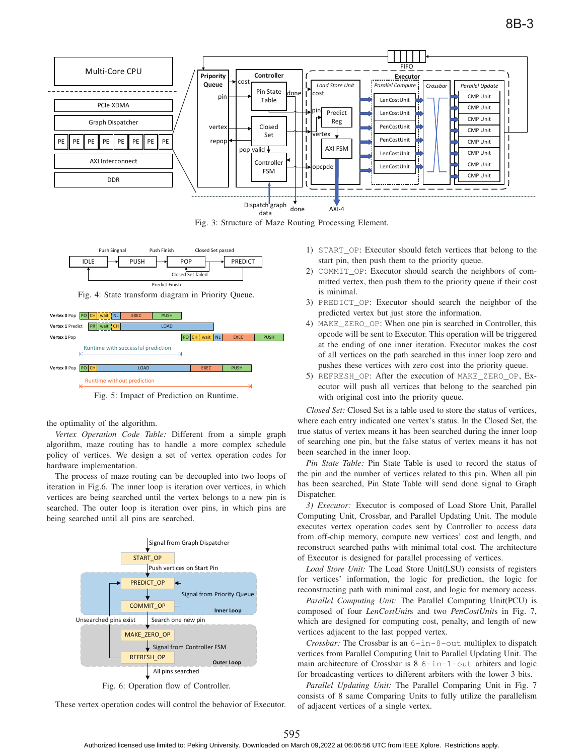Fig. 3: Structure of Maze Routing Processing Element.

Fig. 4: State transform diagram in Priority Queue.

Fig. 5: Impact of Prediction on Runtime.

the optimality of the algorithm.

*Vertex Operation Code Table:* Different from a simple graph algorithm, maze routing has to handle a more complex schedule policy of vertices. We design a set of vertex operation codes for hardware implementation.

The process of maze routing can be decoupled into two loops of iteration in Fig.6. The inner loop is iteration over vertices, in which vertices are being searched until the vertex belongs to a new pin is searched. The outer loop is iteration over pins, in which pins are being searched until all pins are searched.

Fig. 6: Operation flow of Controller.

These vertex operation codes will control the behavior of Executor.

1) `START_OP`: Executor should fetch vertices that belong to the start pin, then push them to the priority queue.
2) `COMMIT_OP`: Executor should search the neighbors of committed vertex, then push them to the priority queue if their cost is minimal.
3) `PREDICT_OP`: Executor should search the neighbor of the predicted vertex but just store the information.
4) `MAKE_ZERO_OP`: When one pin is searched in Controller, this opcode will be sent to Executor. This operation will be triggered at the ending of one inner iteration. Executor makes the cost of all vertices on the path searched in this inner loop zero and pushes these vertices with zero cost into the priority queue.
5) `REFRESH_OP`: After the execution of `MAKE_ZERO_OP`, Executor will push all vertices that belong to the searched pin with original cost into the priority queue.

*Closed Set:* Closed Set is a table used to store the status of vertices, where each entry indicated one vertex's status. In the Closed Set, the true status of vertex means it has been searched during the inner loop of searching one pin, but the false status of vertex means it has not been searched in the inner loop.

*Pin State Table:* Pin State Table is used to record the status of the pin and the number of vertices related to this pin. When all pin has been searched, Pin State Table will send done signal to Graph Dispatcher.

*3) Executor:* Executor is composed of Load Store Unit, Parallel Computing Unit, Crossbar, and Parallel Updating Unit. The module executes vertex operation codes sent by Controller to access data from off-chip memory, compute new vertices' cost and length, and reconstruct searched paths with minimal total cost. The architecture of Executor is designed for parallel processing of vertices.

*Load Store Unit:* The Load Store Unit(LSU) consists of registers for vertices' information, the logic for prediction, the logic for reconstructing path with minimal cost, and logic for memory access.

*Parallel Computing Unit:* The Parallel Computing Unit(PCU) is composed of four *LenCostUnit*s and two *PenCostUnit*s in Fig. 7, which are designed for computing cost, penalty, and length of new vertices adjacent to the last popped vertex.

*Crossbar:* The Crossbar is an `6-in-8-out` multiplex to dispatch vertices from Parallel Computing Unit to Parallel Updating Unit. The main architecture of Crossbar is 8 `6-in-1-out` arbiters and logic for broadcasting vertices to different arbiters with the lower 3 bits.

*Parallel Updating Unit:* The Parallel Comparing Unit in Fig. 7 consists of 8 same Comparing Units to fully utilize the parallelism of adjacent vertices of a single vertex.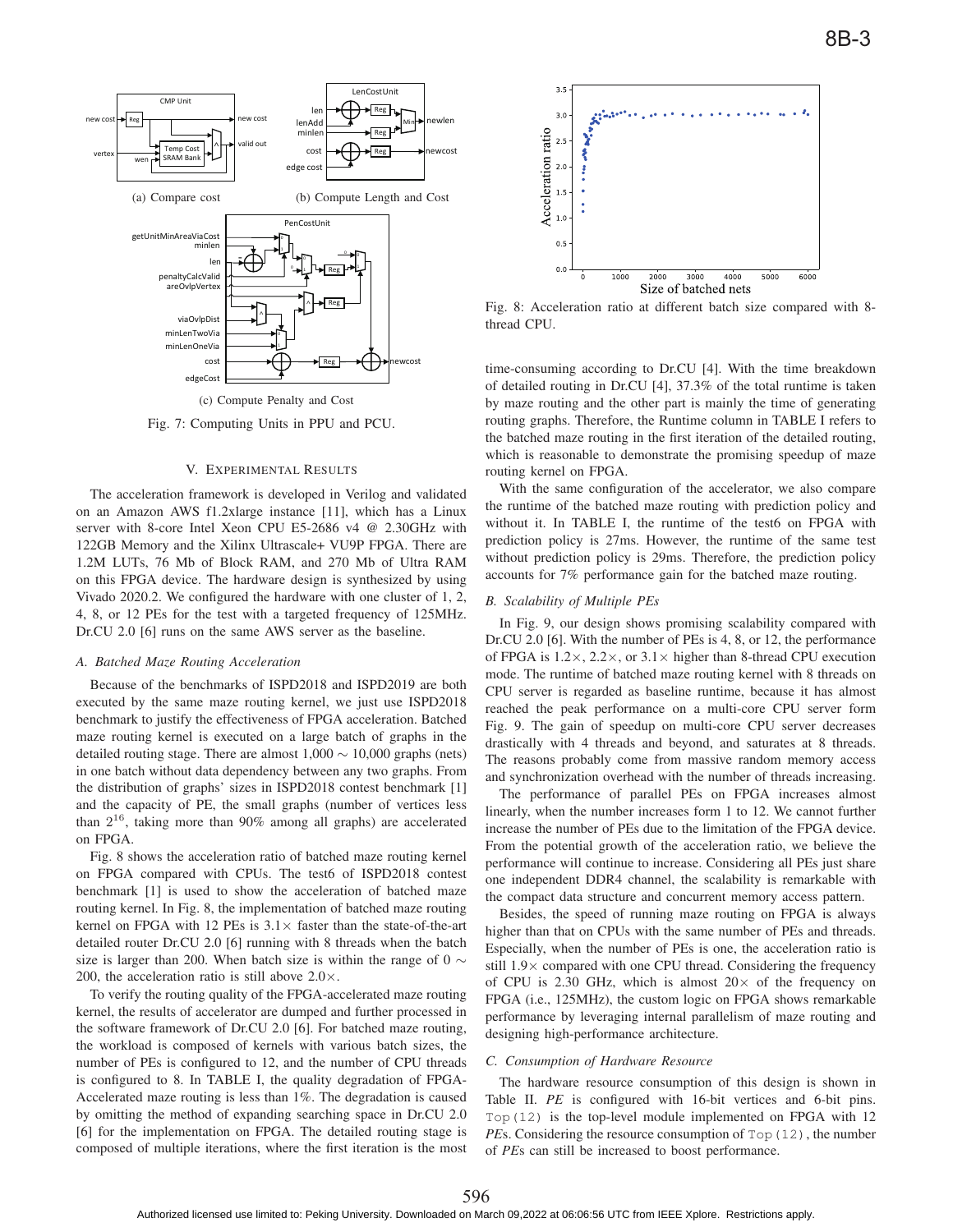(a) Compare cost

(b) Compute Length and Cost

(c) Compute Penalty and Cost

Fig. 7: Computing Units in PPU and PCU.

Fig. 8: Acceleration ratio at different batch size compared with 8-thread CPU.

## V. Experimental Results

The acceleration framework is developed in Verilog and validated on an Amazon AWS f1.2xlarge instance [11], which has a Linux server with 8-core Intel Xeon CPU E5-2686 v4 @ 2.30GHz with 122GB Memory and the Xilinx Ultrascale+ VU9P FPGA. There are 1.2M LUTs, 76 Mb of Block RAM, and 270 Mb of Ultra RAM on this FPGA device. The hardware design is synthesized by using Vivado 2020.2. We configured the hardware with one cluster of 1, 2, 4, 8, or 12 PEs for the test with a targeted frequency of 125MHz. Dr.CU 2.0 [6] runs on the same AWS server as the baseline.

### A. Batched Maze Routing Acceleration

Because of the benchmarks of ISPD2018 and ISPD2019 are both executed by the same maze routing kernel, we just use ISPD2018 benchmark to justify the effectiveness of FPGA acceleration. Batched maze routing kernel is executed on a large batch of graphs in the detailed routing stage. There are almost 1,000 $\sim$ 10,000 graphs (nets) in one batch without data dependency between any two graphs. From the distribution of graphs' sizes in ISPD2018 contest benchmark [1] and the capacity of PE, the small graphs (number of vertices less than $2^{16}$, taking more than 90% among all graphs) are accelerated on FPGA.

Fig. 8 shows the acceleration ratio of batched maze routing kernel on FPGA compared with CPUs. The test6 of ISPD2018 contest benchmark [1] is used to show the acceleration of batched maze routing kernel. In Fig. 8, the implementation of batched maze routing kernel on FPGA with 12 PEs is 3.1× faster than the state-of-the-art detailed router Dr.CU 2.0 [6] running with 8 threads when the batch size is larger than 200. When batch size is within the range of 0 $\sim$ 200, the acceleration ratio is still above 2.0×.

To verify the routing quality of the FPGA-accelerated maze routing kernel, the results of accelerator are dumped and further processed in the software framework of Dr.CU 2.0 [6]. For batched maze routing, the workload is composed of kernels with various batch sizes, the number of PEs is configured to 12, and the number of CPU threads is configured to 8. In TABLE I, the quality degradation of FPGA-Accelerated maze routing is less than 1%. The degradation is caused by omitting the method of expanding searching space in Dr.CU 2.0 [6] for the implementation on FPGA. The detailed routing stage is composed of multiple iterations, where the first iteration is the most time-consuming according to Dr.CU [4]. With the time breakdown of detailed routing in Dr.CU [4], 37.3% of the total runtime is taken by maze routing and the other part is mainly the time of generating routing graphs. Therefore, the Runtime column in TABLE I refers to the batched maze routing in the first iteration of the detailed routing, which is reasonable to demonstrate the promising speedup of maze routing kernel on FPGA.

With the same configuration of the accelerator, we also compare the runtime of the batched maze routing with prediction policy and without it. In TABLE I, the runtime of the test6 on FPGA with prediction policy is 27ms. However, the runtime of the same test without prediction policy is 29ms. Therefore, the prediction policy accounts for 7% performance gain for the batched maze routing.

### B. Scalability of Multiple PEs

In Fig. 9, our design shows promising scalability compared with Dr.CU 2.0 [6]. With the number of PEs is 4, 8, or 12, the performance of FPGA is 1.2×, 2.2×, or 3.1× higher than 8-thread CPU execution mode. The runtime of batched maze routing kernel with 8 threads on CPU server is regarded as baseline runtime, because it has almost reached the peak performance on a multi-core CPU server form Fig. 9. The gain of speedup on multi-core CPU server decreases drastically with 4 threads and beyond, and saturates at 8 threads. The reasons probably come from massive random memory access and synchronization overhead with the number of threads increasing.

The performance of parallel PEs on FPGA increases almost linearly, when the number increases form 1 to 12. We cannot further increase the number of PEs due to the limitation of the FPGA device. From the potential growth of the acceleration ratio, we believe the performance will continue to increase. Considering all PEs just share one independent DDR4 channel, the scalability is remarkable with the compact data structure and concurrent memory access pattern.

Besides, the speed of running maze routing on FPGA is always higher than that on CPUs with the same number of PEs and threads. Especially, when the number of PEs is one, the acceleration ratio is still 1.9× compared with one CPU thread. Considering the frequency of CPU is 2.30 GHz, which is almost 20× of the frequency on FPGA (i.e., 125MHz), the custom logic on FPGA shows remarkable performance by leveraging internal parallelism of maze routing and designing high-performance architecture.

### C. Consumption of Hardware Resource

The hardware resource consumption of this design is shown in Table II. *PE* is configured with 16-bit vertices and 6-bit pins. `Top(12)` is the top-level module implemented on FPGA with 12 *PE*s. Considering the resource consumption of `Top(12)`, the number of *PE*s can still be increased to boost performance.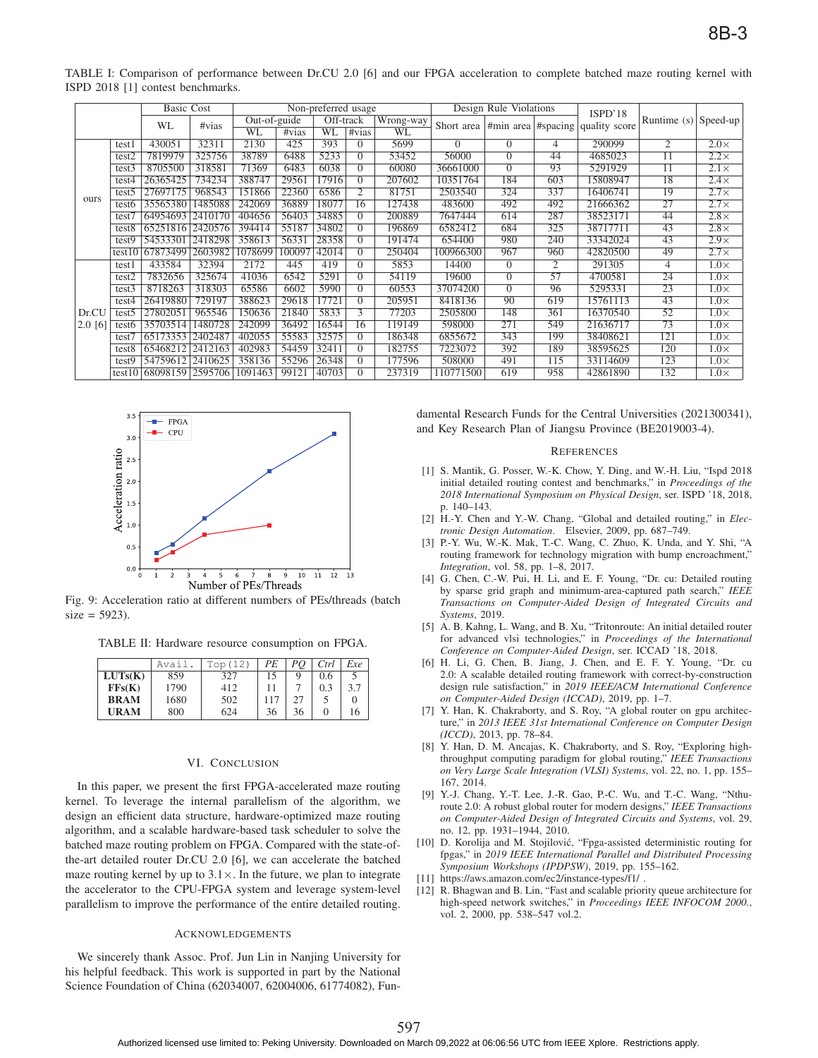TABLE I: Comparison of performance between Dr.CU 2.0 [6] and our FPGA acceleration to complete batched maze routing kernel with ISPD 2018 [1] contest benchmarks.

| | | Basic Cost | | Non-preferred usage | | | | | Design Rule Violations | | | ISPD'18 quality score | Runtime (s) | Speed-up |
|---|---|---|---|---|---|---|---|---|---|---|---|---|---|---|
| | | WL | #vias | Out-of-guide | | Off-track | | Wrong-way | Short area | #min area | #spacing | | | |
| | | | | WL | #vias | WL | #vias | WL | | | | | | |
| ours | test1 | 430051 | 32311 | 2130 | 425 | 393 | 0 | 5699 | 0 | 0 | 4 | 290099 | 2 | 2.0× |
| | test2 | 7819979 | 325756 | 38789 | 6488 | 5233 | 0 | 53452 | 56000 | 0 | 44 | 4685023 | 11 | 2.2× |
| | test3 | 8705500 | 318581 | 71369 | 6483 | 6038 | 0 | 60080 | 36661000 | 0 | 93 | 5291929 | 11 | 2.1× |
| | test4 | 26365425 | 734234 | 388747 | 29561 | 17916 | 0 | 207602 | 10351764 | 184 | 603 | 15808947 | 18 | 2.4× |
| | test5 | 27697175 | 968543 | 151866 | 22360 | 6586 | 2 | 81751 | 2503540 | 324 | 337 | 16406741 | 19 | 2.7× |
| | test6 | 35565380 | 1485088 | 242069 | 36889 | 18077 | 16 | 127438 | 483600 | 492 | 492 | 21666362 | 27 | 2.7× |
| | test7 | 64954693 | 2410170 | 404656 | 56403 | 34885 | 0 | 200889 | 7647444 | 614 | 287 | 38523171 | 44 | 2.8× |
| | test8 | 65251816 | 2420576 | 394414 | 55187 | 34802 | 0 | 196869 | 6582412 | 684 | 325 | 38717711 | 43 | 2.8× |
| | test9 | 54533301 | 2418298 | 358613 | 56331 | 28358 | 0 | 191474 | 654400 | 980 | 240 | 33342024 | 43 | 2.9× |
| | test10 | 67873499 | 2603982 | 1078699 | 100097 | 42014 | 0 | 250404 | 100966300 | 967 | 960 | 42820500 | 49 | 2.7× |
| Dr.CU 2.0 [6] | test1 | 433584 | 32394 | 2172 | 445 | 419 | 0 | 5853 | 14400 | 0 | 2 | 291305 | 4 | 1.0× |
| | test2 | 7832656 | 325674 | 41036 | 6542 | 5291 | 0 | 54119 | 19600 | 0 | 57 | 4700581 | 24 | 1.0× |
| | test3 | 8718263 | 318303 | 65586 | 6602 | 5990 | 0 | 60553 | 37074200 | 0 | 96 | 5295331 | 23 | 1.0× |
| | test4 | 26419880 | 729197 | 388623 | 29618 | 17721 | 0 | 205951 | 8418136 | 90 | 619 | 15761113 | 43 | 1.0× |
| | test5 | 27802051 | 965546 | 150636 | 21840 | 5833 | 3 | 77203 | 2505800 | 148 | 361 | 16370540 | 52 | 1.0× |
| | test6 | 35703514 | 1480728 | 242099 | 36492 | 16544 | 16 | 119149 | 598000 | 271 | 549 | 21636717 | 73 | 1.0× |
| | test7 | 65173353 | 2402487 | 402055 | 55583 | 32575 | 0 | 186348 | 6855672 | 343 | 199 | 38408621 | 121 | 1.0× |
| | test8 | 65468212 | 2412163 | 402983 | 54459 | 32411 | 0 | 182755 | 7223072 | 392 | 189 | 38595625 | 120 | 1.0× |
| | test9 | 54759612 | 2410625 | 358136 | 55296 | 26348 | 0 | 177596 | 508000 | 491 | 115 | 33114609 | 123 | 1.0× |
| | test10 | 68098159 | 2595706 | 1091463 | 99121 | 40703 | 0 | 237319 | 110771500 | 619 | 958 | 42861890 | 132 | 1.0× |

FPGA
CPU
Acceleration ratio
Number of PEs/Threads

Fig. 9: Acceleration ratio at different numbers of PEs/threads (batch size = 5923).

TABLE II: Hardware resource consumption on FPGA.

| | Avail. | Top (12) | *PE* | *PQ* | *Ctrl* | *Exe* |
|---|---|---|---|---|---|---|
| **LUTs(K)** | 859 | 327 | 15 | 9 | 0.6 | 5 |
| **FFs(K)** | 1790 | 412 | 11 | 7 | 0.3 | 3.7 |
| **BRAM** | 1680 | 502 | 117 | 27 | 5 | 0 |
| **URAM** | 800 | 624 | 36 | 36 | 0 | 16 |

## VI. Conclusion

In this paper, we present the first FPGA-accelerated maze routing kernel. To leverage the internal parallelism of the algorithm, we design an efficient data structure, hardware-optimized maze routing algorithm, and a scalable hardware-based task scheduler to solve the batched maze routing problem on FPGA. Compared with the state-of-the-art detailed router Dr.CU 2.0 [6], we can accelerate the batched maze routing kernel by up to 3.1×. In the future, we plan to integrate the accelerator to the CPU-FPGA system and leverage system-level parallelism to improve the performance of the entire detailed routing.

## Acknowledgements

We sincerely thank Assoc. Prof. Jun Lin in Nanjing University for his helpful feedback. This work is supported in part by the National Science Foundation of China (62034007, 62004006, 61774082), Fundamental Research Funds for the Central Universities (2021300341), and Key Research Plan of Jiangsu Province (BE2019003-4).

## References

[1] S. Mantik, G. Posser, W.-K. Chow, Y. Ding, and W.-H. Liu, "Ispd 2018 initial detailed routing contest and benchmarks," in *Proceedings of the 2018 International Symposium on Physical Design*, ser. ISPD '18, 2018, p. 140–143.

[2] H.-Y. Chen and Y.-W. Chang, "Global and detailed routing," in *Electronic Design Automation*. Elsevier, 2009, pp. 687–749.

[3] P.-Y. Wu, W.-K. Mak, T.-C. Wang, C. Zhuo, K. Unda, and Y. Shi, "A routing framework for technology migration with bump encroachment," *Integration*, vol. 58, pp. 1–8, 2017.

[4] G. Chen, C.-W. Pui, H. Li, and E. F. Young, "Dr. cu: Detailed routing by sparse grid graph and minimum-area-captured path search," *IEEE Transactions on Computer-Aided Design of Integrated Circuits and Systems*, 2019.

[5] A. B. Kahng, L. Wang, and B. Xu, "Tritonroute: An initial detailed router for advanced vlsi technologies," in *Proceedings of the International Conference on Computer-Aided Design*, ser. ICCAD '18, 2018.

[6] H. Li, G. Chen, B. Jiang, J. Chen, and E. F. Y. Young, "Dr. cu 2.0: A scalable detailed routing framework with correct-by-construction design rule satisfaction," in *2019 IEEE/ACM International Conference on Computer-Aided Design (ICCAD)*, 2019, pp. 1–7.

[7] Y. Han, K. Chakraborty, and S. Roy, "A global router on gpu architecture," in *2013 IEEE 31st International Conference on Computer Design (ICCD)*, 2013, pp. 78–84.

[8] Y. Han, D. M. Ancajas, K. Chakraborty, and S. Roy, "Exploring high-throughput computing paradigm for global routing," *IEEE Transactions on Very Large Scale Integration (VLSI) Systems*, vol. 22, no. 1, pp. 155–167, 2014.

[9] Y.-J. Chang, Y.-T. Lee, J.-R. Gao, P.-C. Wu, and T.-C. Wang, "Nthu-route 2.0: A robust global router for modern designs," *IEEE Transactions on Computer-Aided Design of Integrated Circuits and Systems*, vol. 29, no. 12, pp. 1931–1944, 2010.

[10] D. Korolija and M. Stojilović, "Fpga-assisted deterministic routing for fpgas," in *2019 IEEE International Parallel and Distributed Processing Symposium Workshops (IPDPSW)*, 2019, pp. 155–162.

[11] https://aws.amazon.com/ec2/instance-types/f1/ .

[12] R. Bhagwan and B. Lin, "Fast and scalable priority queue architecture for high-speed network switches," in *Proceedings IEEE INFOCOM 2000.*, vol. 2, 2000, pp. 538–547 vol.2.